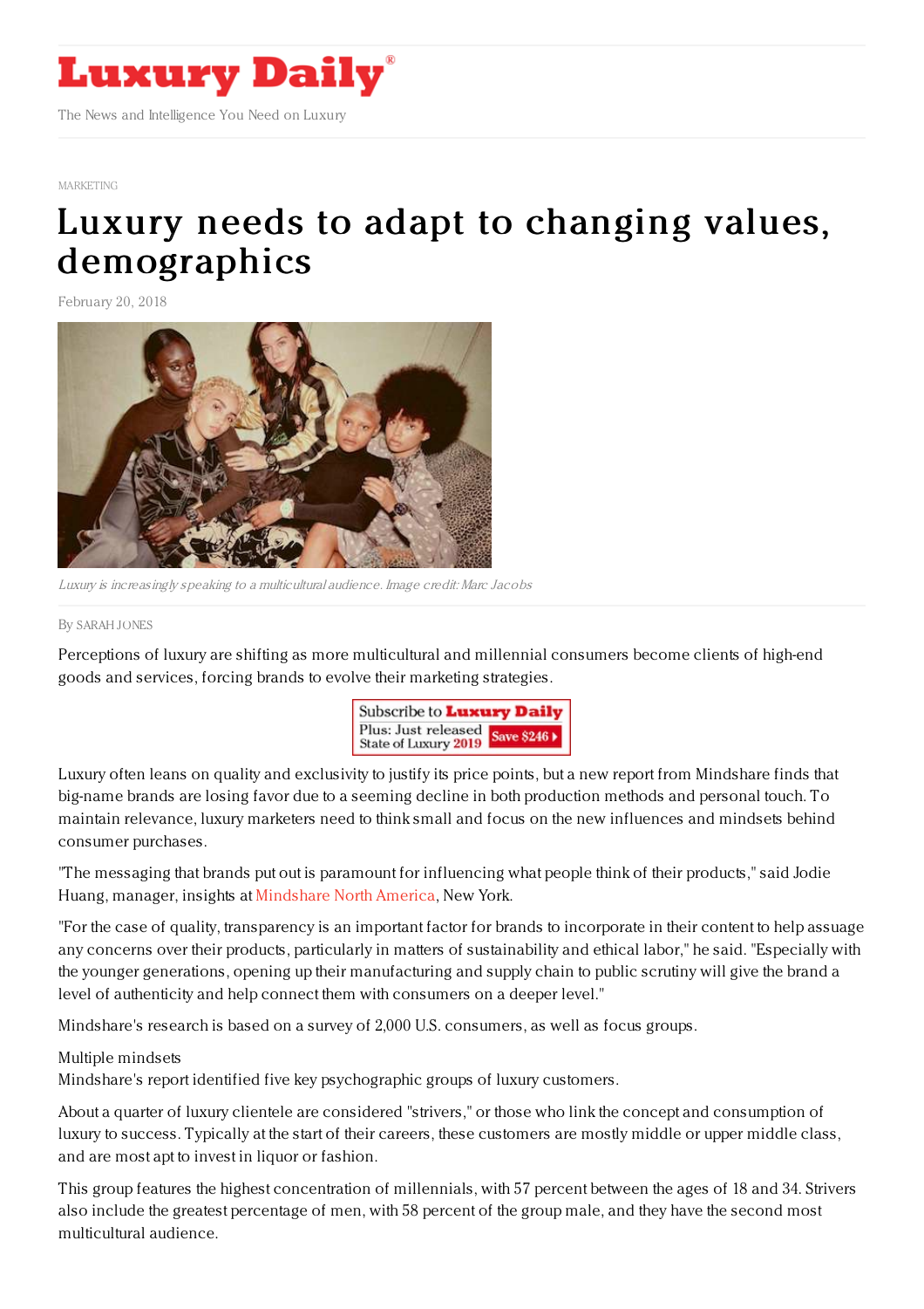# Luxury Daily

The News and Intelligence You Need on Luxury

MARKETING

# Luxury needs to adapt to changing values, demographics

February 20, 2018

*Luxury is increasingly speaking to a multicultural audience. Image credit: Marc Jacobs*

By SARAH JONES

Perceptions of luxury are shifting as more multicultural and millennial consumers become clients of high-end goods and services, forcing brands to evolve their marketing strategies.

Luxury often leans on quality and exclusivity to justify its price points, but a new report from Mindshare finds that big-name brands are losing favor due to a seeming decline in both production methods and personal touch. To maintain relevance, luxury marketers need to think small and focus on the new influences and mindsets behind consumer purchases.

"The messaging that brands put out is paramount for influencing what people think of their products," said Jodie Huang, manager, insights at Mindshare North America, New York.

"For the case of quality, transparency is an important factor for brands to incorporate in their content to help assuage any concerns over their products, particularly in matters of sustainability and ethical labor," he said. "Especially with the younger generations, opening up their manufacturing and supply chain to public scrutiny will give the brand a level of authenticity and help connect them with consumers on a deeper level."

Mindshare's research is based on a survey of 2,000 U.S. consumers, as well as focus groups.

Multiple mindsets

Mindshare's report identified five key psychographic groups of luxury customers.

About a quarter of luxury clientele are considered "strivers," or those who link the concept and consumption of luxury to success. Typically at the start of their careers, these customers are mostly middle or upper middle class, and are most apt to invest in liquor or fashion.

This group features the highest concentration of millennials, with 57 percent between the ages of 18 and 34. Strivers also include the greatest percentage of men, with 58 percent of the group male, and they have the second most multicultural audience.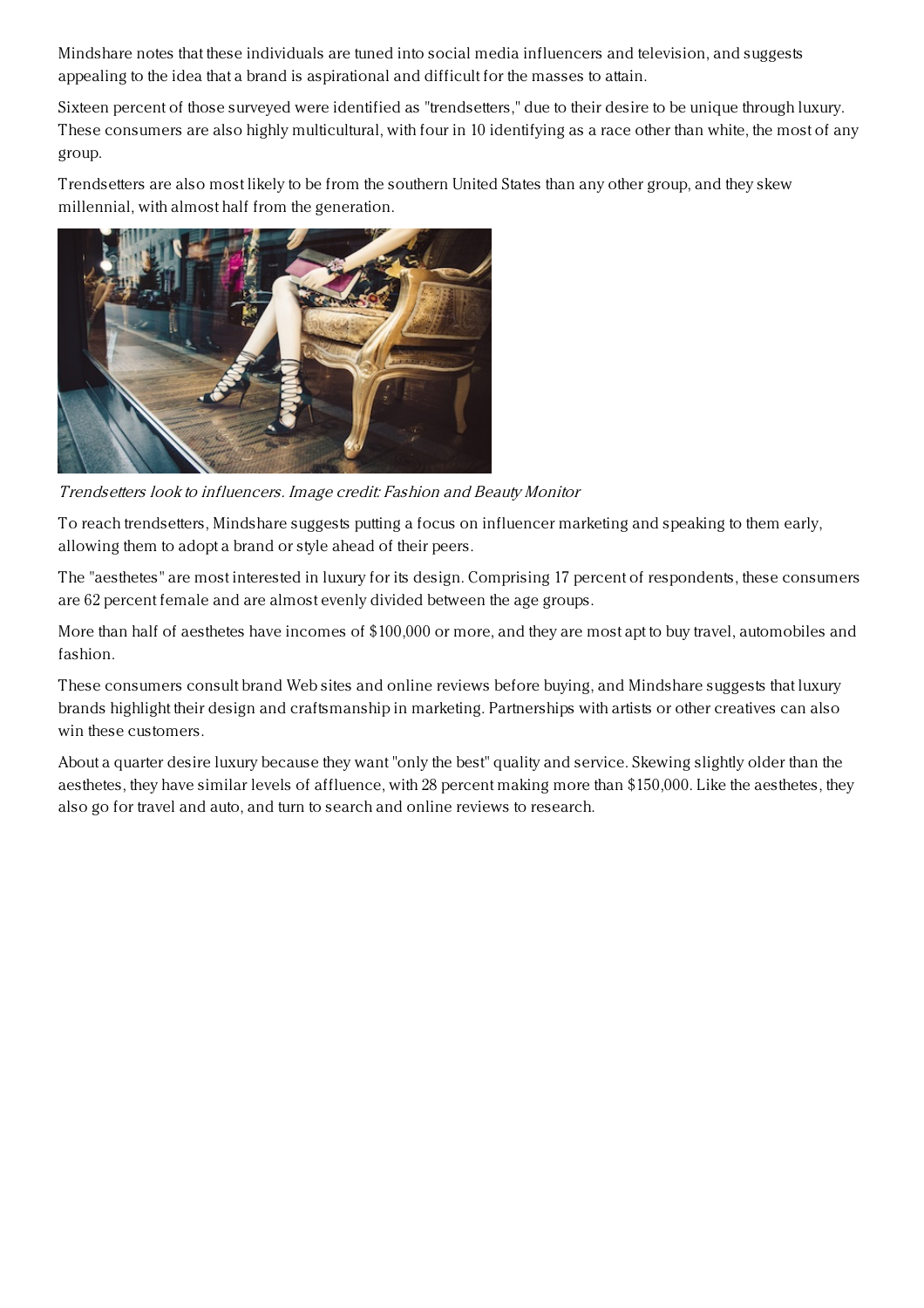Mindshare notes that these individuals are tuned into social media influencers and television, and suggests appealing to the idea that a brand is aspirational and difficult for the masses to attain.

Sixteen percent of those surveyed were identified as "trendsetters," due to their desire to be unique through luxury. These consumers are also highly multicultural, with four in 10 identifying as a race other than white, the most of any group.

Trendsetters are also most likely to be from the southern United States than any other group, and they skew millennial, with almost half from the generation.

*Trendsetters look to influencers. Image credit: Fashion and Beauty Monitor*

To reach trendsetters, Mindshare suggests putting a focus on influencer marketing and speaking to them early, allowing them to adopt a brand or style ahead of their peers.

The "aesthetes" are most interested in luxury for its design. Comprising 17 percent of respondents, these consumers are 62 percent female and are almost evenly divided between the age groups.

More than half of aesthetes have incomes of $100,000 or more, and they are most apt to buy travel, automobiles and fashion.

These consumers consult brand Web sites and online reviews before buying, and Mindshare suggests that luxury brands highlight their design and craftsmanship in marketing. Partnerships with artists or other creatives can also win these customers.

About a quarter desire luxury because they want "only the best" quality and service. Skewing slightly older than the aesthetes, they have similar levels of affluence, with 28 percent making more than $150,000. Like the aesthetes, they also go for travel and auto, and turn to search and online reviews to research.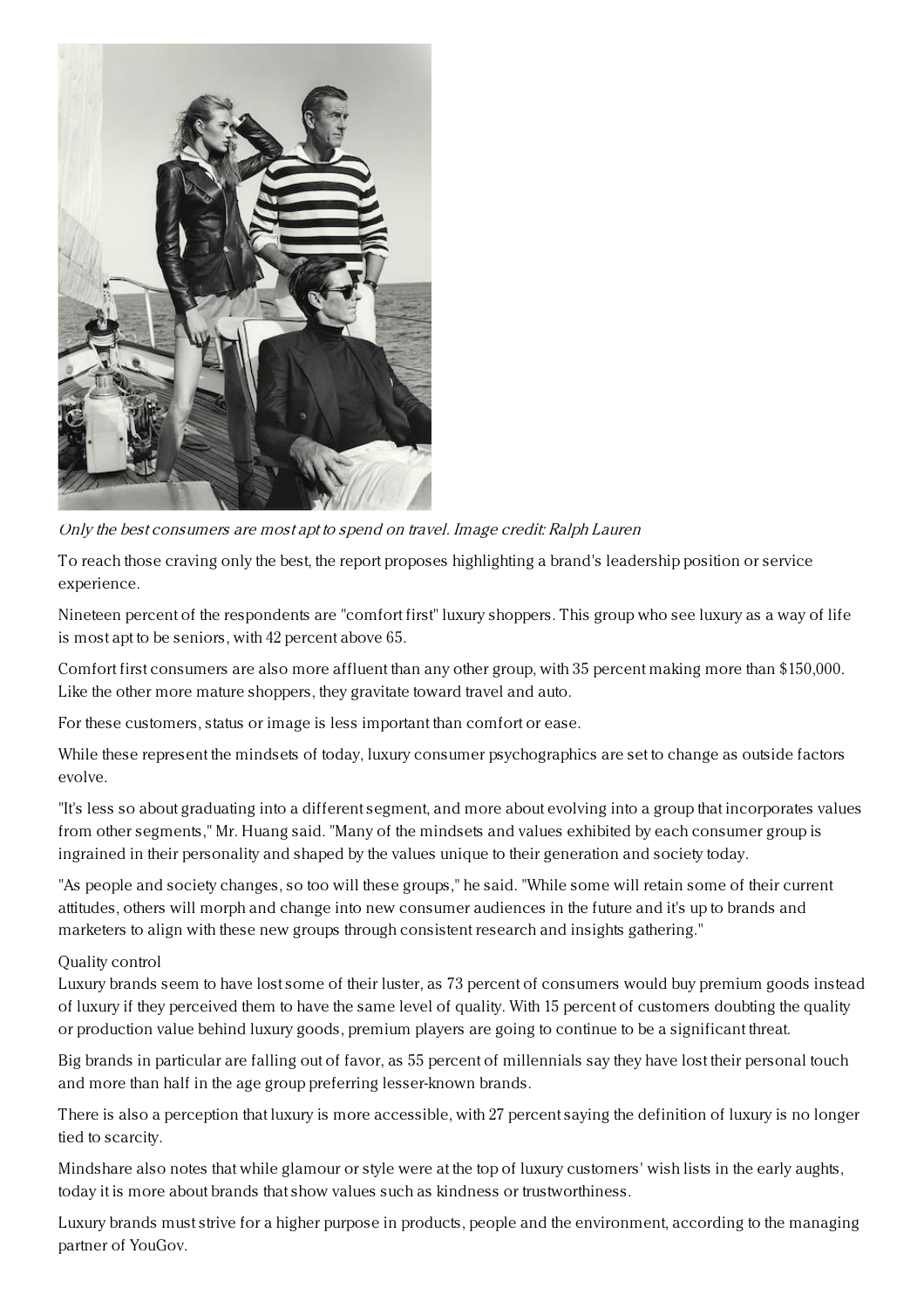*Only the best consumers are most apt to spend on travel. Image credit: Ralph Lauren*

To reach those craving only the best, the report proposes highlighting a brand's leadership position or service experience.

Nineteen percent of the respondents are "comfort first" luxury shoppers. This group who see luxury as a way of life is most apt to be seniors, with 42 percent above 65.

Comfort first consumers are also more affluent than any other group, with 35 percent making more than $150,000. Like the other more mature shoppers, they gravitate toward travel and auto.

For these customers, status or image is less important than comfort or ease.

While these represent the mindsets of today, luxury consumer psychographics are set to change as outside factors evolve.

"It's less so about graduating into a different segment, and more about evolving into a group that incorporates values from other segments," Mr. Huang said. "Many of the mindsets and values exhibited by each consumer group is ingrained in their personality and shaped by the values unique to their generation and society today.

"As people and society changes, so too will these groups," he said. "While some will retain some of their current attitudes, others will morph and change into new consumer audiences in the future and it's up to brands and marketers to align with these new groups through consistent research and insights gathering."

Quality control

Luxury brands seem to have lost some of their luster, as 73 percent of consumers would buy premium goods instead of luxury if they perceived them to have the same level of quality. With 15 percent of customers doubting the quality or production value behind luxury goods, premium players are going to continue to be a significant threat.

Big brands in particular are falling out of favor, as 55 percent of millennials say they have lost their personal touch and more than half in the age group preferring lesser-known brands.

There is also a perception that luxury is more accessible, with 27 percent saying the definition of luxury is no longer tied to scarcity.

Mindshare also notes that while glamour or style were at the top of luxury customers' wish lists in the early aughts, today it is more about brands that show values such as kindness or trustworthiness.

Luxury brands must strive for a higher purpose in products, people and the environment, according to the managing partner of YouGov.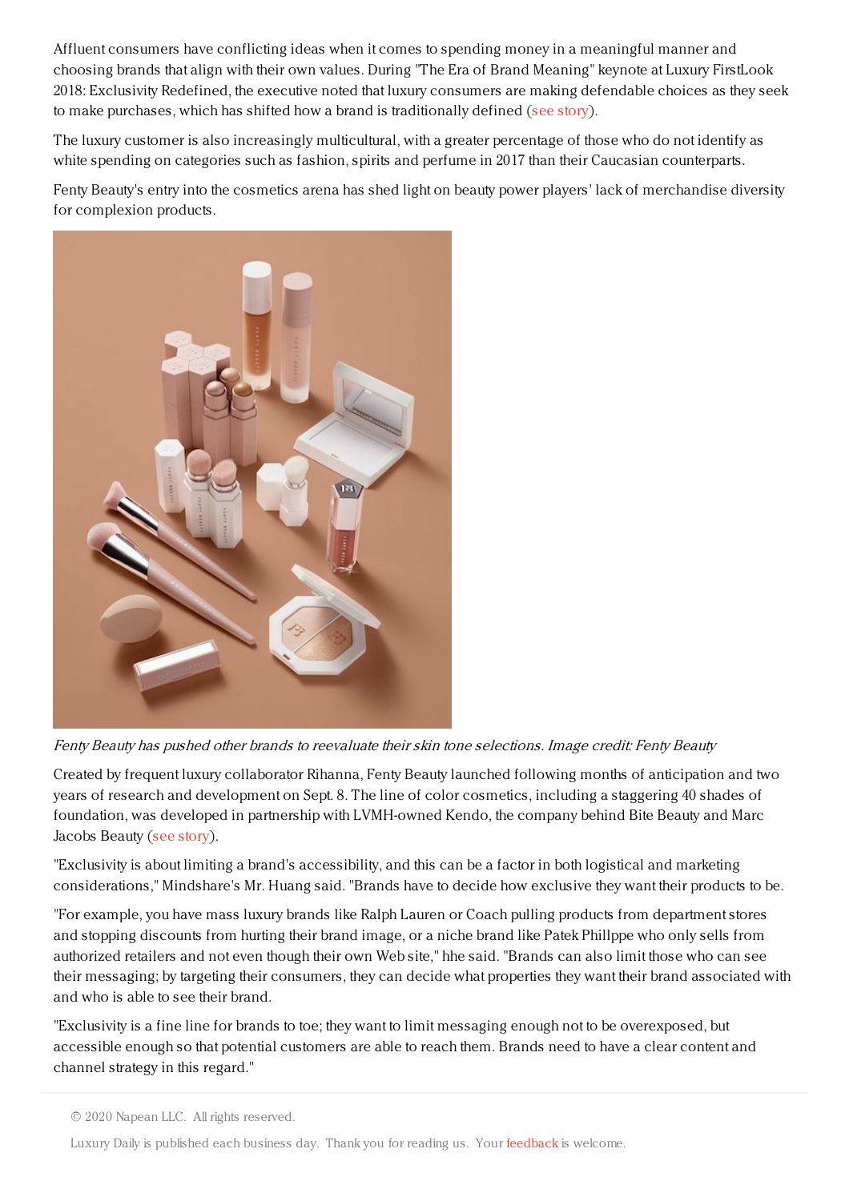Affluent consumers have conflicting ideas when it comes to spending money in a meaningful manner and choosing brands that align with their own values. During "The Era of Brand Meaning" keynote at Luxury FirstLook 2018: Exclusivity Redefined, the executive noted that luxury consumers are making defendable choices as they seek to make purchases, which has shifted how a brand is traditionally defined (see story).

The luxury customer is also increasingly multicultural, with a greater percentage of those who do not identify as white spending on categories such as fashion, spirits and perfume in 2017 than their Caucasian counterparts.

Fenty Beauty's entry into the cosmetics arena has shed light on beauty power players' lack of merchandise diversity for complexion products.

*Fenty Beauty has pushed other brands to reevaluate their skin tone selections. Image credit: Fenty Beauty*

Created by frequent luxury collaborator Rihanna, Fenty Beauty launched following months of anticipation and two years of research and development on Sept. 8. The line of color cosmetics, including a staggering 40 shades of foundation, was developed in partnership with LVMH-owned Kendo, the company behind Bite Beauty and Marc Jacobs Beauty (see story).

"Exclusivity is about limiting a brand's accessibility, and this can be a factor in both logistical and marketing considerations," Mindshare's Mr. Huang said. "Brands have to decide how exclusive they want their products to be.

"For example, you have mass luxury brands like Ralph Lauren or Coach pulling products from department stores and stopping discounts from hurting their brand image, or a niche brand like Patek Phillppe who only sells from authorized retailers and not even though their own Web site," hhe said. "Brands can also limit those who can see their messaging; by targeting their consumers, they can decide what properties they want their brand associated with and who is able to see their brand.

"Exclusivity is a fine line for brands to toe; they want to limit messaging enough not to be overexposed, but accessible enough so that potential customers are able to reach them. Brands need to have a clear content and channel strategy in this regard."

© 2020 Napean LLC. All rights reserved.

Luxury Daily is published each business day. Thank you for reading us. Your feedback is welcome.